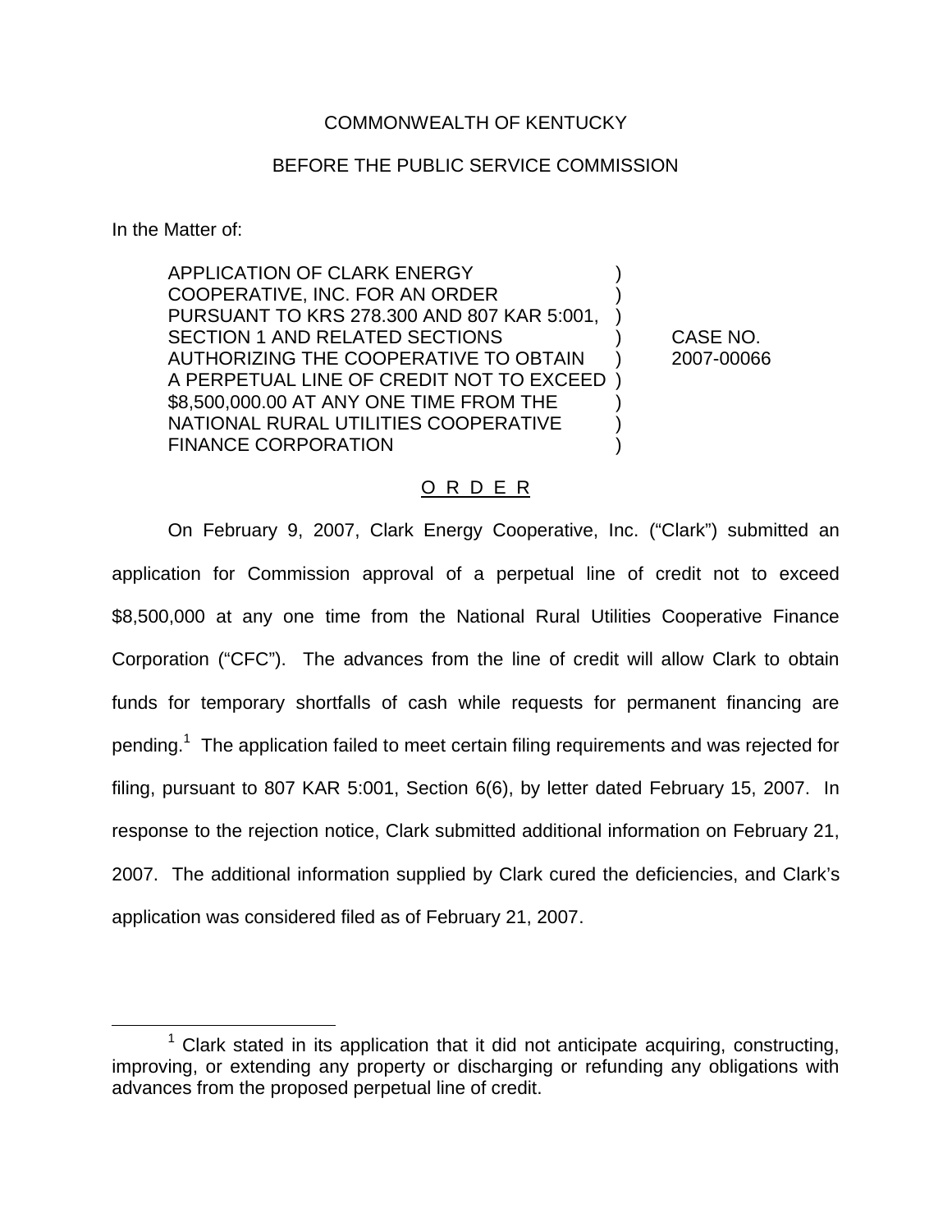COMMONWEALTH OF KENTUCKY

BEFORE THE PUBLIC SERVICE COMMISSION

In the Matter of:

| | | |
|---|---|---|
| APPLICATION OF CLARK ENERGY COOPERATIVE, INC. FOR AN ORDER PURSUANT TO KRS 278.300 AND 807 KAR 5:001, SECTION 1 AND RELATED SECTIONS AUTHORIZING THE COOPERATIVE TO OBTAIN A PERPETUAL LINE OF CREDIT NOT TO EXCEED \$8,500,000.00 AT ANY ONE TIME FROM THE NATIONAL RURAL UTILITIES COOPERATIVE FINANCE CORPORATION | ) | CASE NO. 2007-00066 |

## O R D E R

On February 9, 2007, Clark Energy Cooperative, Inc. ("Clark") submitted an application for Commission approval of a perpetual line of credit not to exceed \$8,500,000 at any one time from the National Rural Utilities Cooperative Finance Corporation ("CFC"). The advances from the line of credit will allow Clark to obtain funds for temporary shortfalls of cash while requests for permanent financing are pending.[1] The application failed to meet certain filing requirements and was rejected for filing, pursuant to 807 KAR 5:001, Section 6(6), by letter dated February 15, 2007. In response to the rejection notice, Clark submitted additional information on February 21, 2007. The additional information supplied by Clark cured the deficiencies, and Clark's application was considered filed as of February 21, 2007.

---

[1] Clark stated in its application that it did not anticipate acquiring, constructing, improving, or extending any property or discharging or refunding any obligations with advances from the proposed perpetual line of credit.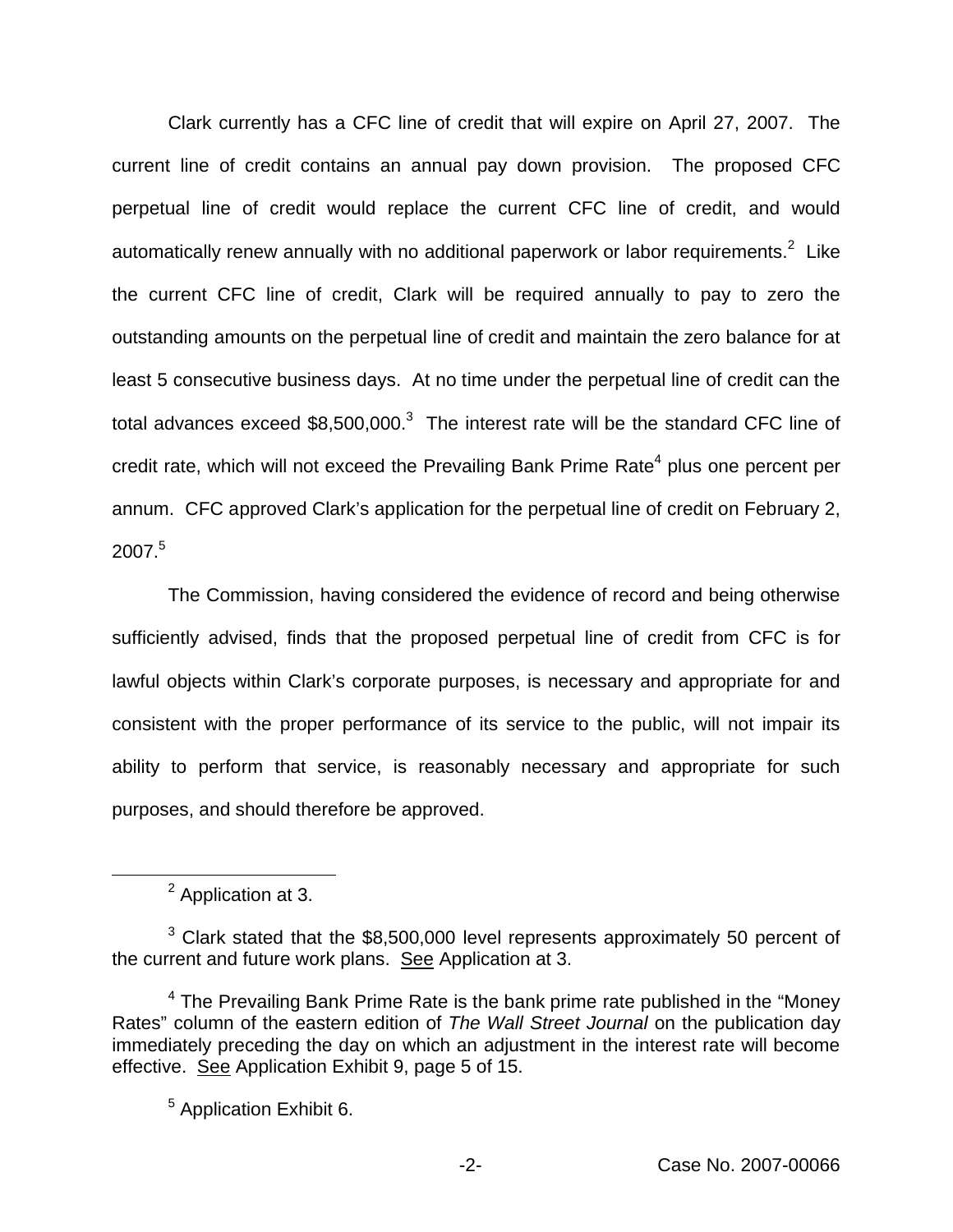Clark currently has a CFC line of credit that will expire on April 27, 2007. The current line of credit contains an annual pay down provision. The proposed CFC perpetual line of credit would replace the current CFC line of credit, and would automatically renew annually with no additional paperwork or labor requirements.[2] Like the current CFC line of credit, Clark will be required annually to pay to zero the outstanding amounts on the perpetual line of credit and maintain the zero balance for at least 5 consecutive business days. At no time under the perpetual line of credit can the total advances exceed $8,500,000.[3] The interest rate will be the standard CFC line of credit rate, which will not exceed the Prevailing Bank Prime Rate[4] plus one percent per annum. CFC approved Clark's application for the perpetual line of credit on February 2, 2007.[5]

The Commission, having considered the evidence of record and being otherwise sufficiently advised, finds that the proposed perpetual line of credit from CFC is for lawful objects within Clark's corporate purposes, is necessary and appropriate for and consistent with the proper performance of its service to the public, will not impair its ability to perform that service, is reasonably necessary and appropriate for such purposes, and should therefore be approved.

---

[2] Application at 3.

[3] Clark stated that the $8,500,000 level represents approximately 50 percent of the current and future work plans. See Application at 3.

[4] The Prevailing Bank Prime Rate is the bank prime rate published in the "Money Rates" column of the eastern edition of *The Wall Street Journal* on the publication day immediately preceding the day on which an adjustment in the interest rate will become effective. See Application Exhibit 9, page 5 of 15.

[5] Application Exhibit 6.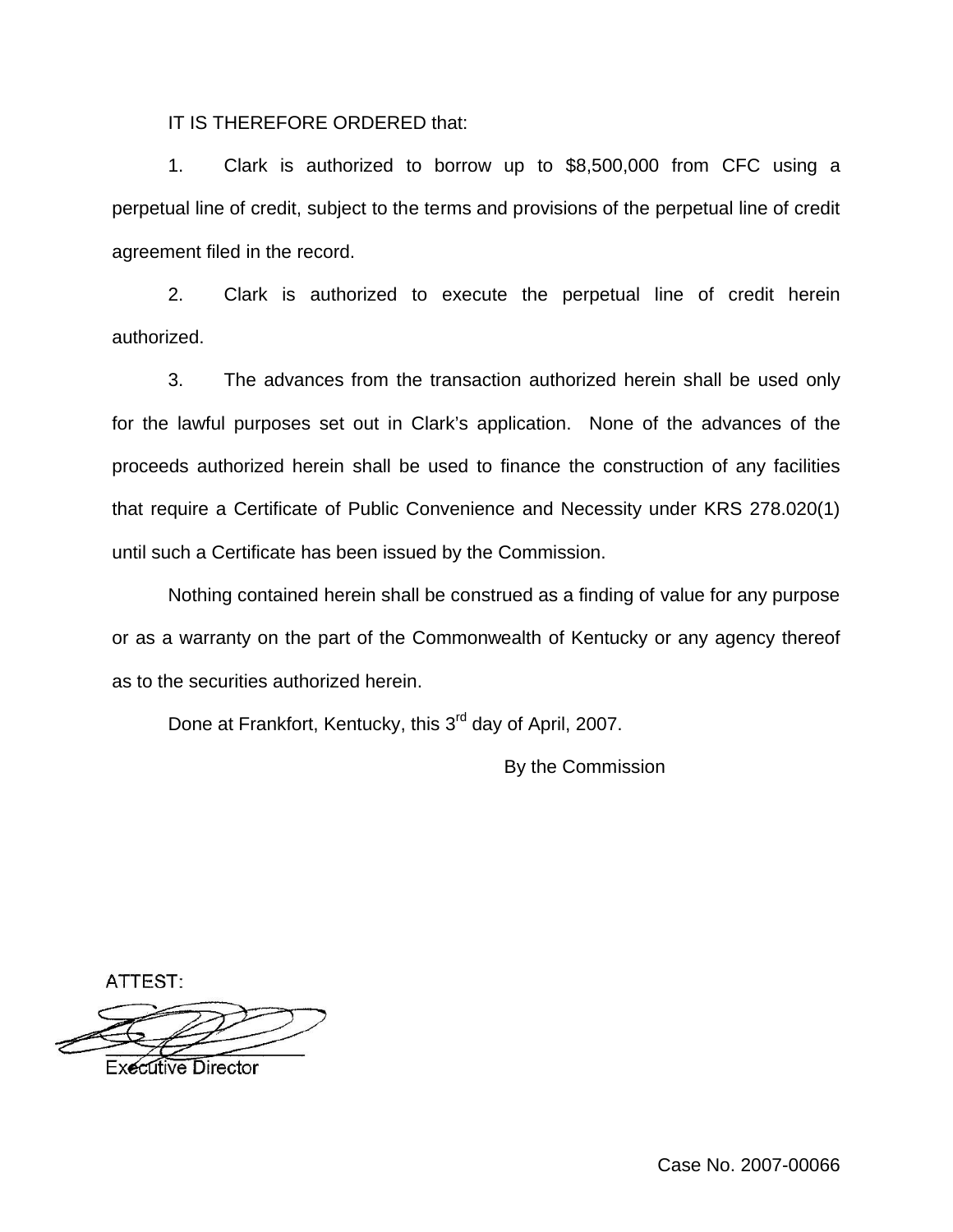IT IS THEREFORE ORDERED that:

1. Clark is authorized to borrow up to $8,500,000 from CFC using a perpetual line of credit, subject to the terms and provisions of the perpetual line of credit agreement filed in the record.

2. Clark is authorized to execute the perpetual line of credit herein authorized.

3. The advances from the transaction authorized herein shall be used only for the lawful purposes set out in Clark's application. None of the advances of the proceeds authorized herein shall be used to finance the construction of any facilities that require a Certificate of Public Convenience and Necessity under KRS 278.020(1) until such a Certificate has been issued by the Commission.

Nothing contained herein shall be construed as a finding of value for any purpose or as a warranty on the part of the Commonwealth of Kentucky or any agency thereof as to the securities authorized herein.

Done at Frankfort, Kentucky, this 3rd day of April, 2007.

By the Commission

ATTEST:

Executive Director

Case No. 2007-00066